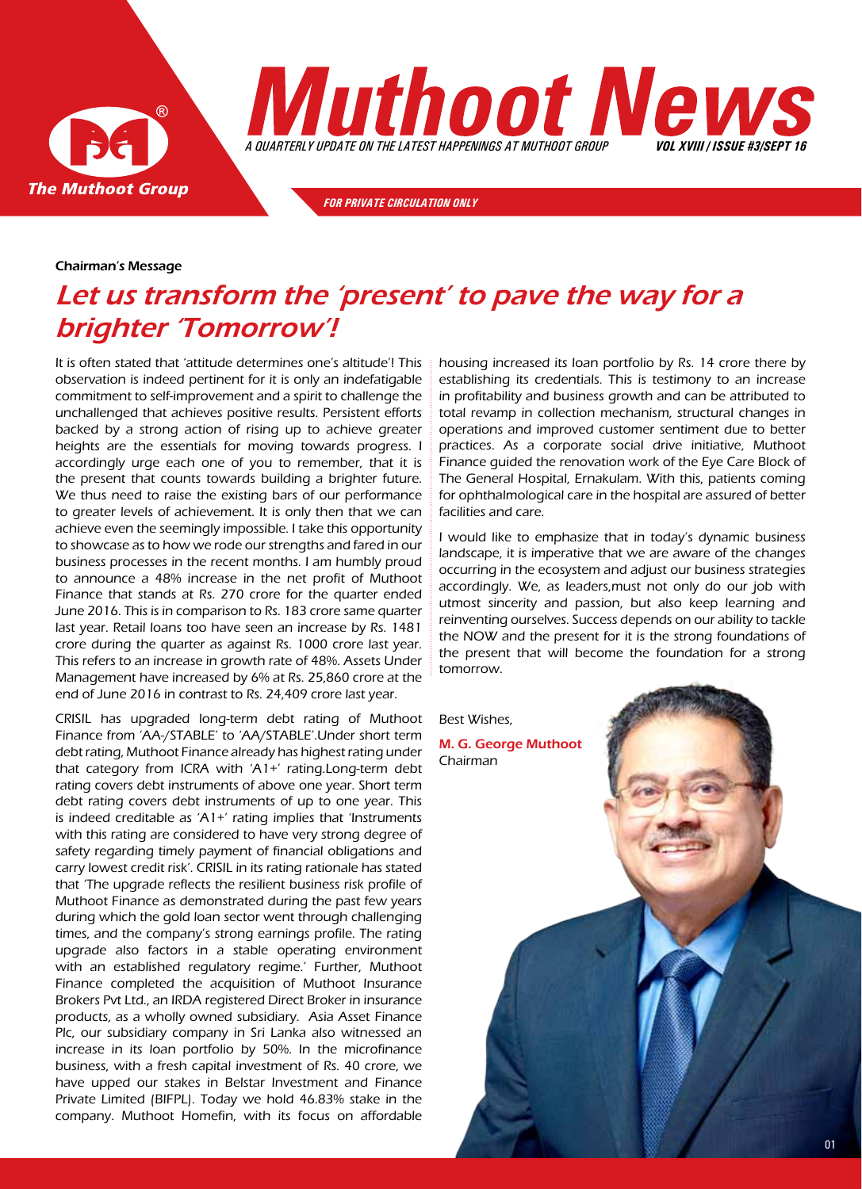# Muthoot News

*A QUARTERLY UPDATE ON THE LATEST HAPPENINGS AT MUTHOOT GROUP*

**VOL XVIII / ISSUE #3/SEPT 16**

*FOR PRIVATE CIRCULATION ONLY*

Chairman's Message

## *Let us transform the 'present' to pave the way for a brighter 'Tomorrow'!*

*It is often stated that 'attitude determines one's altitude'! This observation is indeed pertinent for it is only an indefatigable commitment to self-improvement and a spirit to challenge the unchallenged that achieves positive results. Persistent efforts backed by a strong action of rising up to achieve greater heights are the essentials for moving towards progress. I accordingly urge each one of you to remember, that it is the present that counts towards building a brighter future. We thus need to raise the existing bars of our performance to greater levels of achievement. It is only then that we can achieve even the seemingly impossible. I take this opportunity to showcase as to how we rode our strengths and fared in our business processes in the recent months. I am humbly proud to announce a 48% increase in the net profit of Muthoot Finance that stands at Rs. 270 crore for the quarter ended June 2016. This is in comparison to Rs. 183 crore same quarter last year. Retail loans too have seen an increase by Rs. 1481 crore during the quarter as against Rs. 1000 crore last year. This refers to an increase in growth rate of 48%. Assets Under Management have increased by 6% at Rs. 25,860 crore at the end of June 2016 in contrast to Rs. 24,409 crore last year.*

*CRISIL has upgraded long-term debt rating of Muthoot Finance from 'AA-/STABLE' to 'AA/STABLE'.Under short term debt rating, Muthoot Finance already has highest rating under that category from ICRA with 'A1+' rating.Long-term debt rating covers debt instruments of above one year. Short term debt rating covers debt instruments of up to one year. This is indeed creditable as 'A1+' rating implies that 'Instruments with this rating are considered to have very strong degree of safety regarding timely payment of financial obligations and carry lowest credit risk'. CRISIL in its rating rationale has stated that 'The upgrade reflects the resilient business risk profile of Muthoot Finance as demonstrated during the past few years during which the gold loan sector went through challenging times, and the company's strong earnings profile. The rating upgrade also factors in a stable operating environment with an established regulatory regime.' Further, Muthoot Finance completed the acquisition of Muthoot Insurance Brokers Pvt Ltd., an IRDA registered Direct Broker in insurance products, as a wholly owned subsidiary. Asia Asset Finance Plc, our subsidiary company in Sri Lanka also witnessed an increase in its loan portfolio by 50%. In the microfinance business, with a fresh capital investment of Rs. 40 crore, we have upped our stakes in Belstar Investment and Finance Private Limited (BIFPL). Today we hold 46.83% stake in the company. Muthoot Homefin, with its focus on affordable housing increased its loan portfolio by Rs. 14 crore there by establishing its credentials. This is testimony to an increase in profitability and business growth and can be attributed to total revamp in collection mechanism, structural changes in operations and improved customer sentiment due to better practices. As a corporate social drive initiative, Muthoot Finance guided the renovation work of the Eye Care Block of The General Hospital, Ernakulam. With this, patients coming for ophthalmological care in the hospital are assured of better facilities and care.*

*I would like to emphasize that in today's dynamic business landscape, it is imperative that we are aware of the changes occurring in the ecosystem and adjust our business strategies accordingly. We, as leaders,must not only do our job with utmost sincerity and passion, but also keep learning and reinventing ourselves. Success depends on our ability to tackle the NOW and the present for it is the strong foundations of the present that will become the foundation for a strong tomorrow.*

Best Wishes,

**M. G. George Muthoot**
Chairman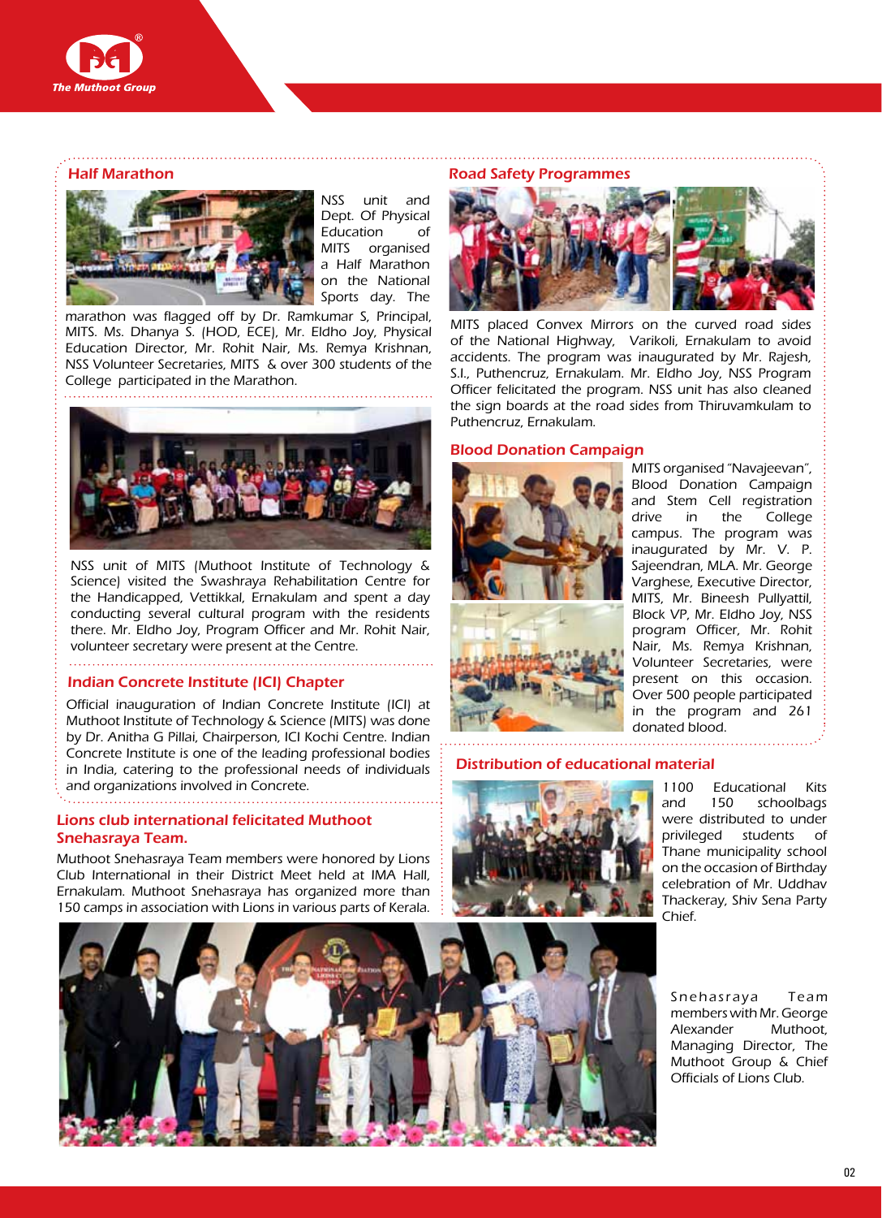## Half Marathon

NSS unit and Dept. Of Physical Education of MITS organised a Half Marathon on the National Sports day. The marathon was flagged off by Dr. Ramkumar S, Principal, MITS. Ms. Dhanya S. (HOD, ECE), Mr. Eldho Joy, Physical Education Director, Mr. Rohit Nair, Ms. Remya Krishnan, NSS Volunteer Secretaries, MITS & over 300 students of the College participated in the Marathon.

NSS unit of MITS (Muthoot Institute of Technology & Science) visited the Swashraya Rehabilitation Centre for the Handicapped, Vettikkal, Ernakulam and spent a day conducting several cultural program with the residents there. Mr. Eldho Joy, Program Officer and Mr. Rohit Nair, volunteer secretary were present at the Centre.

## Indian Concrete Institute (ICI) Chapter

Official inauguration of Indian Concrete Institute (ICI) at Muthoot Institute of Technology & Science (MITS) was done by Dr. Anitha G Pillai, Chairperson, ICI Kochi Centre. Indian Concrete Institute is one of the leading professional bodies in India, catering to the professional needs of individuals and organizations involved in Concrete.

## Lions club international felicitated Muthoot Snehasraya Team.

Muthoot Snehasraya Team members were honored by Lions Club International in their District Meet held at IMA Hall, Ernakulam. Muthoot Snehasraya has organized more than 150 camps in association with Lions in various parts of Kerala.

## Road Safety Programmes

MITS placed Convex Mirrors on the curved road sides of the National Highway, Varikoli, Ernakulam to avoid accidents. The program was inaugurated by Mr. Rajesh, S.I., Puthencruz, Ernakulam. Mr. Eldho Joy, NSS Program Officer felicitated the program. NSS unit has also cleaned the sign boards at the road sides from Thiruvamkulam to Puthencruz, Ernakulam.

## Blood Donation Campaign

MITS organised "Navajeevan", Blood Donation Campaign and Stem Cell registration drive in the College campus. The program was inaugurated by Mr. V. P. Sajeendran, MLA. Mr. George Varghese, Executive Director, MITS, Mr. Bineesh Pullyattil, Block VP, Mr. Eldho Joy, NSS program Officer, Mr. Rohit Nair, Ms. Remya Krishnan, Volunteer Secretaries, were present on this occasion. Over 500 people participated in the program and 261 donated blood.

## Distribution of educational material

1100 Educational Kits and 150 schoolbags were distributed to under privileged students of Thane municipality school on the occasion of Birthday celebration of Mr. Uddhav Thackeray, Shiv Sena Party Chief.

Snehasraya Team members with Mr. George Alexander Muthoot, Managing Director, The Muthoot Group & Chief Officials of Lions Club.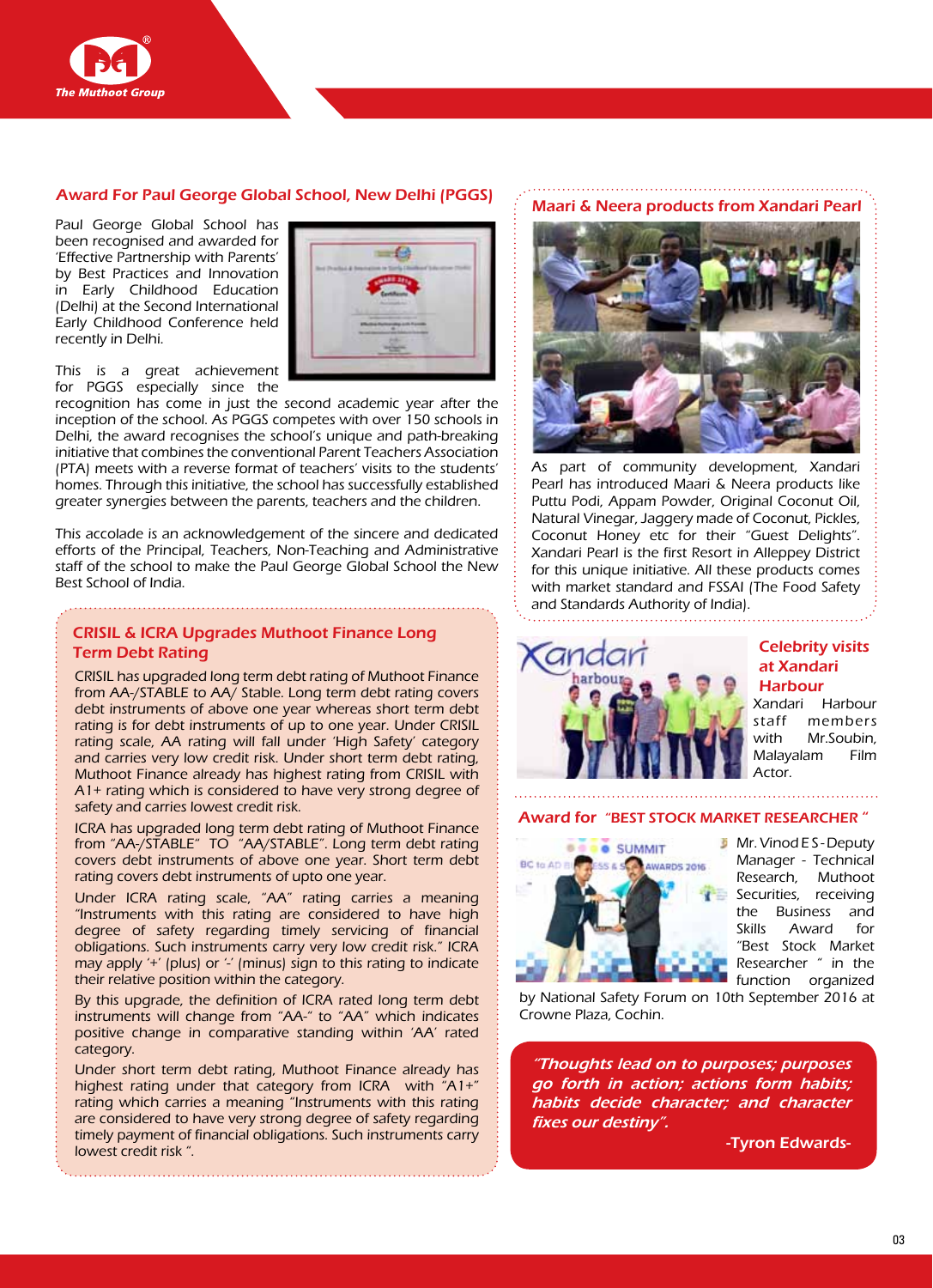## Award For Paul George Global School, New Delhi (PGGS)

Paul George Global School has been recognised and awarded for 'Effective Partnership with Parents' by Best Practices and Innovation in Early Childhood Education (Delhi) at the Second International Early Childhood Conference held recently in Delhi.

This is a great achievement for PGGS especially since the recognition has come in just the second academic year after the inception of the school. As PGGS competes with over 150 schools in Delhi, the award recognises the school's unique and path-breaking initiative that combines the conventional Parent Teachers Association (PTA) meets with a reverse format of teachers' visits to the students' homes. Through this initiative, the school has successfully established greater synergies between the parents, teachers and the children.

This accolade is an acknowledgement of the sincere and dedicated efforts of the Principal, Teachers, Non-Teaching and Administrative staff of the school to make the Paul George Global School the New Best School of India.

## CRISIL & ICRA Upgrades Muthoot Finance Long Term Debt Rating

CRISIL has upgraded long term debt rating of Muthoot Finance from AA-/STABLE to AA/ Stable. Long term debt rating covers debt instruments of above one year whereas short term debt rating is for debt instruments of up to one year. Under CRISIL rating scale, AA rating will fall under 'High Safety' category and carries very low credit risk. Under short term debt rating, Muthoot Finance already has highest rating from CRISIL with A1+ rating which is considered to have very strong degree of safety and carries lowest credit risk.

ICRA has upgraded long term debt rating of Muthoot Finance from "AA-/STABLE" TO "AA/STABLE". Long term debt rating covers debt instruments of above one year. Short term debt rating covers debt instruments of upto one year.

Under ICRA rating scale, "AA" rating carries a meaning "Instruments with this rating are considered to have high degree of safety regarding timely servicing of financial obligations. Such instruments carry very low credit risk." ICRA may apply '+' (plus) or '-' (minus) sign to this rating to indicate their relative position within the category.

By this upgrade, the definition of ICRA rated long term debt instruments will change from "AA-" to "AA" which indicates positive change in comparative standing within 'AA' rated category.

Under short term debt rating, Muthoot Finance already has highest rating under that category from ICRA with "A1+" rating which carries a meaning "Instruments with this rating are considered to have very strong degree of safety regarding timely payment of financial obligations. Such instruments carry lowest credit risk ".

## Maari & Neera products from Xandari Pearl

As part of community development, Xandari Pearl has introduced Maari & Neera products like Puttu Podi, Appam Powder, Original Coconut Oil, Natural Vinegar, Jaggery made of Coconut, Pickles, Coconut Honey etc for their "Guest Delights". Xandari Pearl is the first Resort in Alleppey District for this unique initiative. All these products comes with market standard and FSSAI (The Food Safety and Standards Authority of India).

## Celebrity visits at Xandari Harbour

Xandari Harbour staff members with Mr.Soubin, Malayalam Film Actor.

## Award for "BEST STOCK MARKET RESEARCHER "

Mr. Vinod E S - Deputy Manager - Technical Research, Muthoot Securities, receiving the Business and Skills Award for "Best Stock Market Researcher " in the function organized by National Safety Forum on 10th September 2016 at Crowne Plaza, Cochin.

*"Thoughts lead on to purposes; purposes go forth in action; actions form habits; habits decide character; and character fixes our destiny".*

-Tyron Edwards-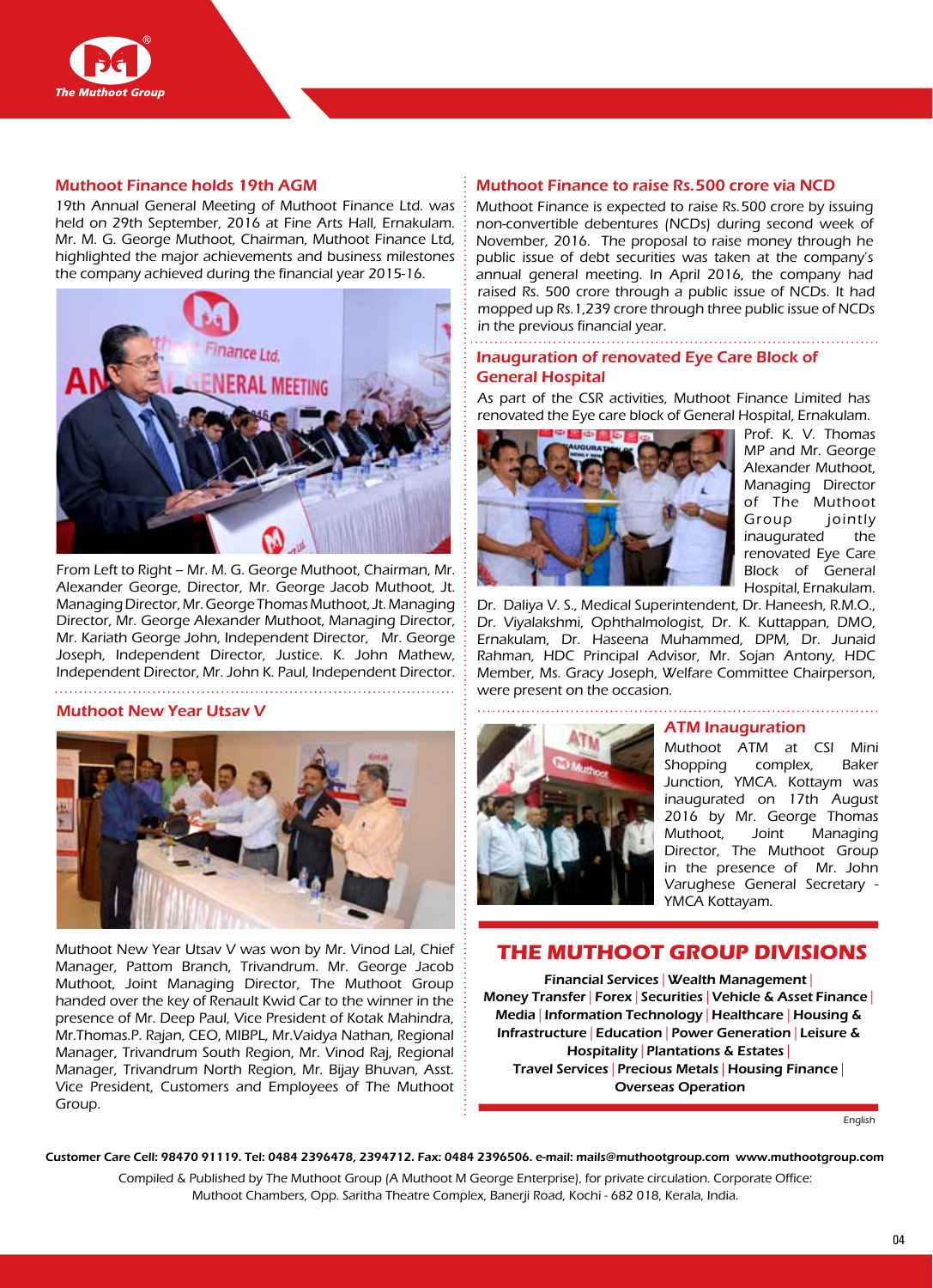## Muthoot Finance holds 19th AGM

19th Annual General Meeting of Muthoot Finance Ltd. was held on 29th September, 2016 at Fine Arts Hall, Ernakulam. Mr. M. G. George Muthoot, Chairman, Muthoot Finance Ltd, highlighted the major achievements and business milestones the company achieved during the financial year 2015-16.

From Left to Right – Mr. M. G. George Muthoot, Chairman, Mr. Alexander George, Director, Mr. George Jacob Muthoot, Jt. Managing Director, Mr. George Thomas Muthoot, Jt. Managing Director, Mr. George Alexander Muthoot, Managing Director, Mr. Kariath George John, Independent Director, Mr. George Joseph, Independent Director, Justice. K. John Mathew, Independent Director, Mr. John K. Paul, Independent Director.

## Muthoot New Year Utsav V

Muthoot New Year Utsav V was won by Mr. Vinod Lal, Chief Manager, Pattom Branch, Trivandrum. Mr. George Jacob Muthoot, Joint Managing Director, The Muthoot Group handed over the key of Renault Kwid Car to the winner in the presence of Mr. Deep Paul, Vice President of Kotak Mahindra, Mr.Thomas.P. Rajan, CEO, MIBPL, Mr.Vaidya Nathan, Regional Manager, Trivandrum South Region, Mr. Vinod Raj, Regional Manager, Trivandrum North Region, Mr. Bijay Bhuvan, Asst. Vice President, Customers and Employees of The Muthoot Group.

## Muthoot Finance to raise Rs.500 crore via NCD

Muthoot Finance is expected to raise Rs.500 crore by issuing non-convertible debentures (NCDs) during second week of November, 2016. The proposal to raise money through he public issue of debt securities was taken at the company's annual general meeting. In April 2016, the company had raised Rs. 500 crore through a public issue of NCDs. It had mopped up Rs.1,239 crore through three public issue of NCDs in the previous financial year.

## Inauguration of renovated Eye Care Block of General Hospital

As part of the CSR activities, Muthoot Finance Limited has renovated the Eye care block of General Hospital, Ernakulam.

Prof. K. V. Thomas MP and Mr. George Alexander Muthoot, Managing Director of The Muthoot Group jointly inaugurated the renovated Eye Care Block of General Hospital, Ernakulam. Dr. Daliya V. S., Medical Superintendent, Dr. Haneesh, R.M.O., Dr. Viyalakshmi, Ophthalmologist, Dr. K. Kuttappan, DMO, Ernakulam, Dr. Haseena Muhammed, DPM, Dr. Junaid Rahman, HDC Principal Advisor, Mr. Sojan Antony, HDC Member, Ms. Gracy Joseph, Welfare Committee Chairperson, were present on the occasion.

## ATM Inauguration

Muthoot ATM at CSI Mini Shopping complex, Baker Junction, YMCA. Kottaym was inaugurated on 17th August 2016 by Mr. George Thomas Muthoot, Joint Managing Director, The Muthoot Group in the presence of Mr. John Varughese General Secretary - YMCA Kottayam.

## THE MUTHOOT GROUP DIVISIONS

**Financial Services | Wealth Management | Money Transfer | Forex | Securities | Vehicle & Asset Finance | Media | Information Technology | Healthcare | Housing & Infrastructure | Education | Power Generation | Leisure & Hospitality | Plantations & Estates | Travel Services | Precious Metals | Housing Finance | Overseas Operation**

English

**Customer Care Cell: 98470 91119. Tel: 0484 2396478, 2394712. Fax: 0484 2396506. e-mail: mails@muthootgroup.com www.muthootgroup.com**

Compiled & Published by The Muthoot Group (A Muthoot M George Enterprise), for private circulation. Corporate Office: Muthoot Chambers, Opp. Saritha Theatre Complex, Banerji Road, Kochi - 682 018, Kerala, India.